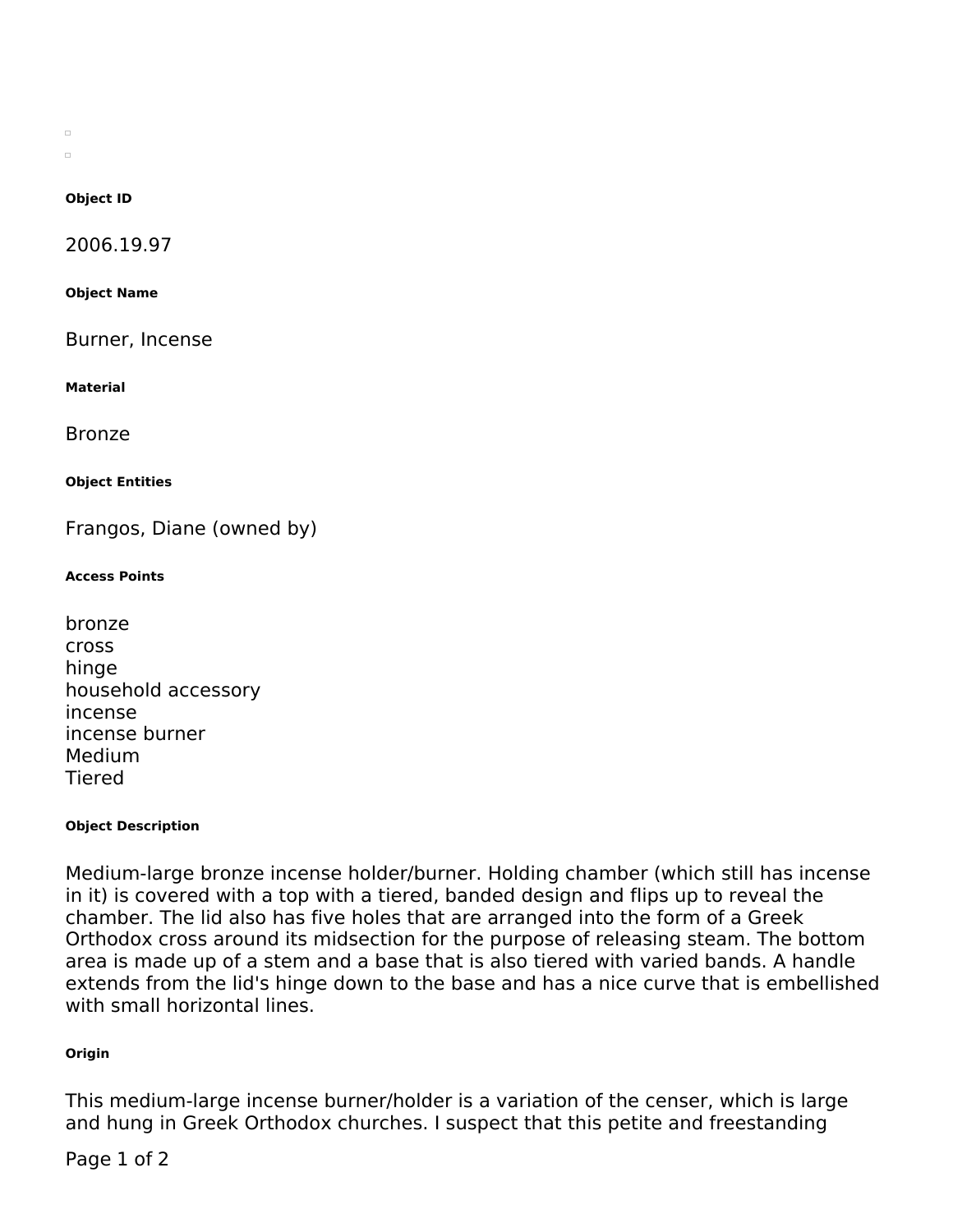#### Object ID

2006.19.97

#### Object Name

Burner, Incense

#### Material

Bronze

#### Object Entities

Frangos, Diane (owned by)

#### Access Points

bronze
cross
hinge
household accessory
incense
incense burner
Medium
Tiered

#### Object Description

Medium-large bronze incense holder/burner. Holding chamber (which still has incense in it) is covered with a top with a tiered, banded design and flips up to reveal the chamber. The lid also has five holes that are arranged into the form of a Greek Orthodox cross around its midsection for the purpose of releasing steam. The bottom area is made up of a stem and a base that is also tiered with varied bands. A handle extends from the lid's hinge down to the base and has a nice curve that is embellished with small horizontal lines.

#### Origin

This medium-large incense burner/holder is a variation of the censer, which is large and hung in Greek Orthodox churches. I suspect that this petite and freestanding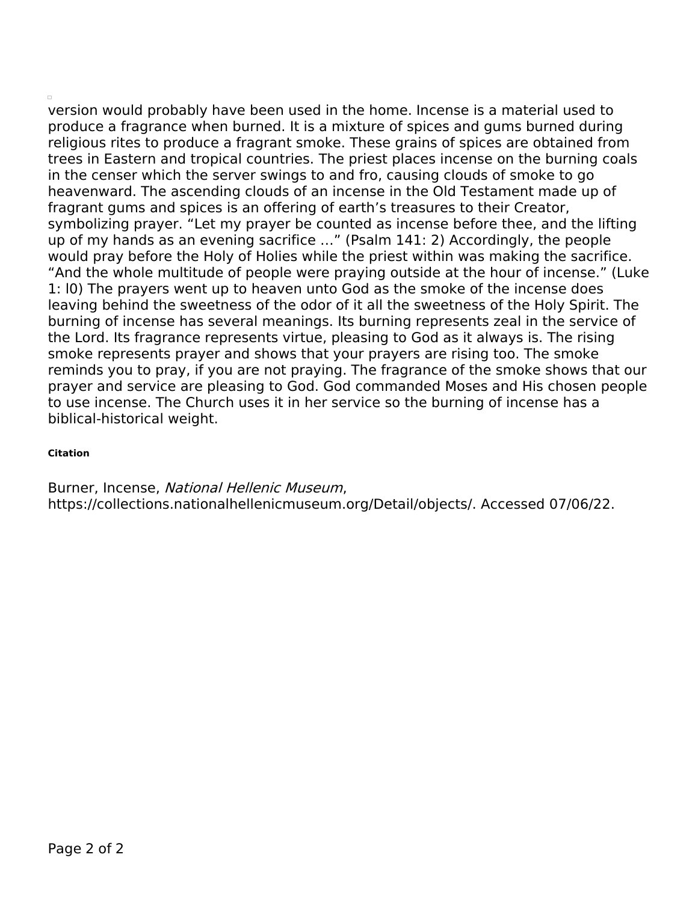version would probably have been used in the home. Incense is a material used to produce a fragrance when burned. It is a mixture of spices and gums burned during religious rites to produce a fragrant smoke. These grains of spices are obtained from trees in Eastern and tropical countries. The priest places incense on the burning coals in the censer which the server swings to and fro, causing clouds of smoke to go heavenward. The ascending clouds of an incense in the Old Testament made up of fragrant gums and spices is an offering of earth's treasures to their Creator, symbolizing prayer. "Let my prayer be counted as incense before thee, and the lifting up of my hands as an evening sacrifice …" (Psalm 141: 2) Accordingly, the people would pray before the Holy of Holies while the priest within was making the sacrifice. "And the whole multitude of people were praying outside at the hour of incense." (Luke 1: l0) The prayers went up to heaven unto God as the smoke of the incense does leaving behind the sweetness of the odor of it all the sweetness of the Holy Spirit. The burning of incense has several meanings. Its burning represents zeal in the service of the Lord. Its fragrance represents virtue, pleasing to God as it always is. The rising smoke represents prayer and shows that your prayers are rising too. The smoke reminds you to pray, if you are not praying. The fragrance of the smoke shows that our prayer and service are pleasing to God. God commanded Moses and His chosen people to use incense. The Church uses it in her service so the burning of incense has a biblical-historical weight.

**Citation**

Burner, Incense, *National Hellenic Museum*, https://collections.nationalhellenicmuseum.org/Detail/objects/. Accessed 07/06/22.